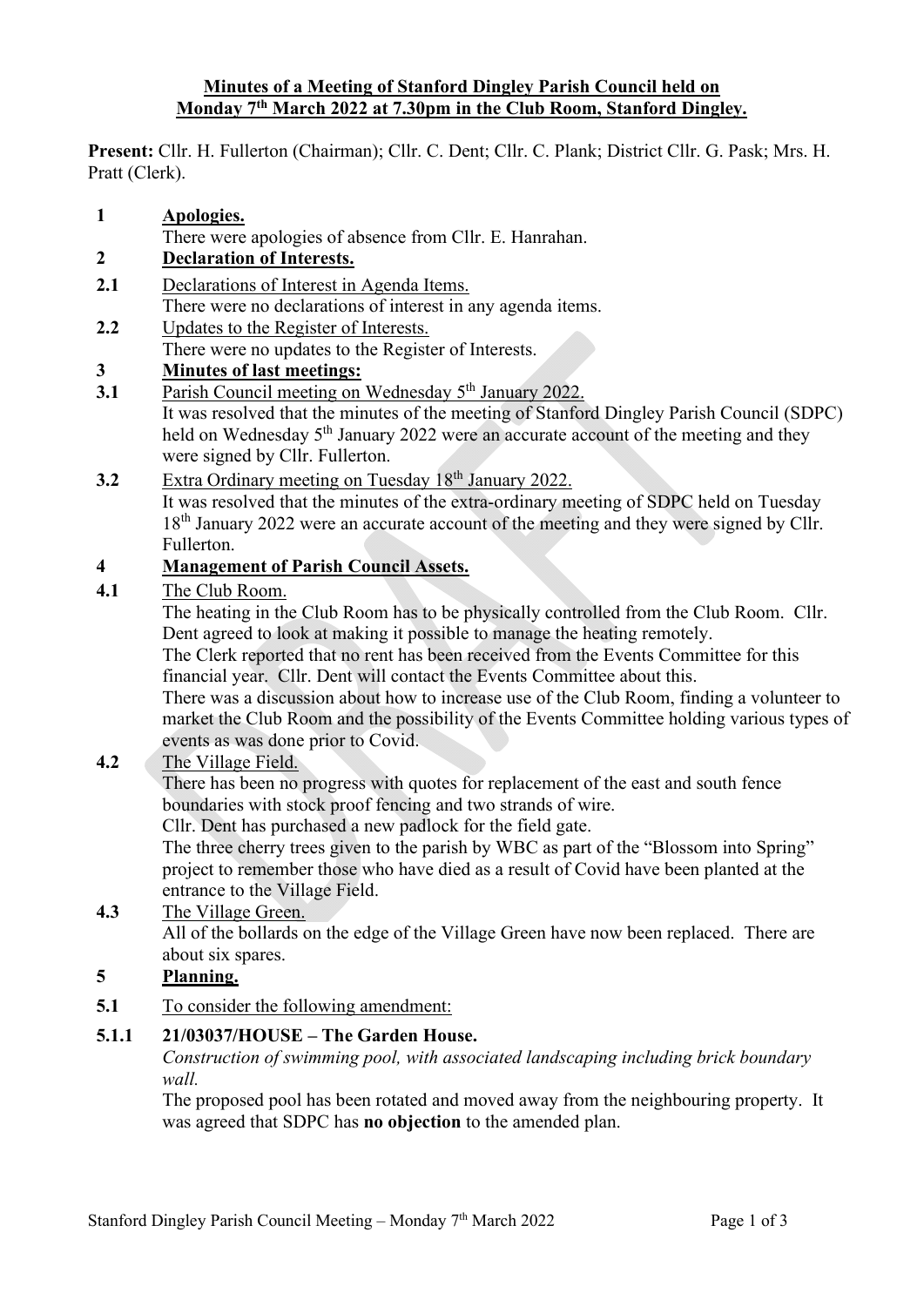**Minutes of a Meeting of Stanford Dingley Parish Council held on Monday 7th March 2022 at 7.30pm in the Club Room, Stanford Dingley.**

**Present:** Cllr. H. Fullerton (Chairman); Cllr. C. Dent; Cllr. C. Plank; District Cllr. G. Pask; Mrs. H. Pratt (Clerk).

**1 Apologies.**

There were apologies of absence from Cllr. E. Hanrahan.

**2 Declaration of Interests.**

**2.1** Declarations of Interest in Agenda Items.

There were no declarations of interest in any agenda items.

**2.2** Updates to the Register of Interests.

There were no updates to the Register of Interests.

**3 Minutes of last meetings:**

**3.1** Parish Council meeting on Wednesday 5th January 2022.

It was resolved that the minutes of the meeting of Stanford Dingley Parish Council (SDPC) held on Wednesday 5th January 2022 were an accurate account of the meeting and they were signed by Cllr. Fullerton.

**3.2** Extra Ordinary meeting on Tuesday 18th January 2022.

It was resolved that the minutes of the extra-ordinary meeting of SDPC held on Tuesday 18th January 2022 were an accurate account of the meeting and they were signed by Cllr. Fullerton.

**4 Management of Parish Council Assets.**

**4.1** The Club Room.

The heating in the Club Room has to be physically controlled from the Club Room. Cllr. Dent agreed to look at making it possible to manage the heating remotely.

The Clerk reported that no rent has been received from the Events Committee for this financial year. Cllr. Dent will contact the Events Committee about this.

There was a discussion about how to increase use of the Club Room, finding a volunteer to market the Club Room and the possibility of the Events Committee holding various types of events as was done prior to Covid.

**4.2** The Village Field.

There has been no progress with quotes for replacement of the east and south fence boundaries with stock proof fencing and two strands of wire.

Cllr. Dent has purchased a new padlock for the field gate.

The three cherry trees given to the parish by WBC as part of the "Blossom into Spring" project to remember those who have died as a result of Covid have been planted at the entrance to the Village Field.

**4.3** The Village Green.

All of the bollards on the edge of the Village Green have now been replaced. There are about six spares.

**5 Planning.**

**5.1** To consider the following amendment:

**5.1.1 21/03037/HOUSE – The Garden House.**

*Construction of swimming pool, with associated landscaping including brick boundary wall.*

The proposed pool has been rotated and moved away from the neighbouring property. It was agreed that SDPC has **no objection** to the amended plan.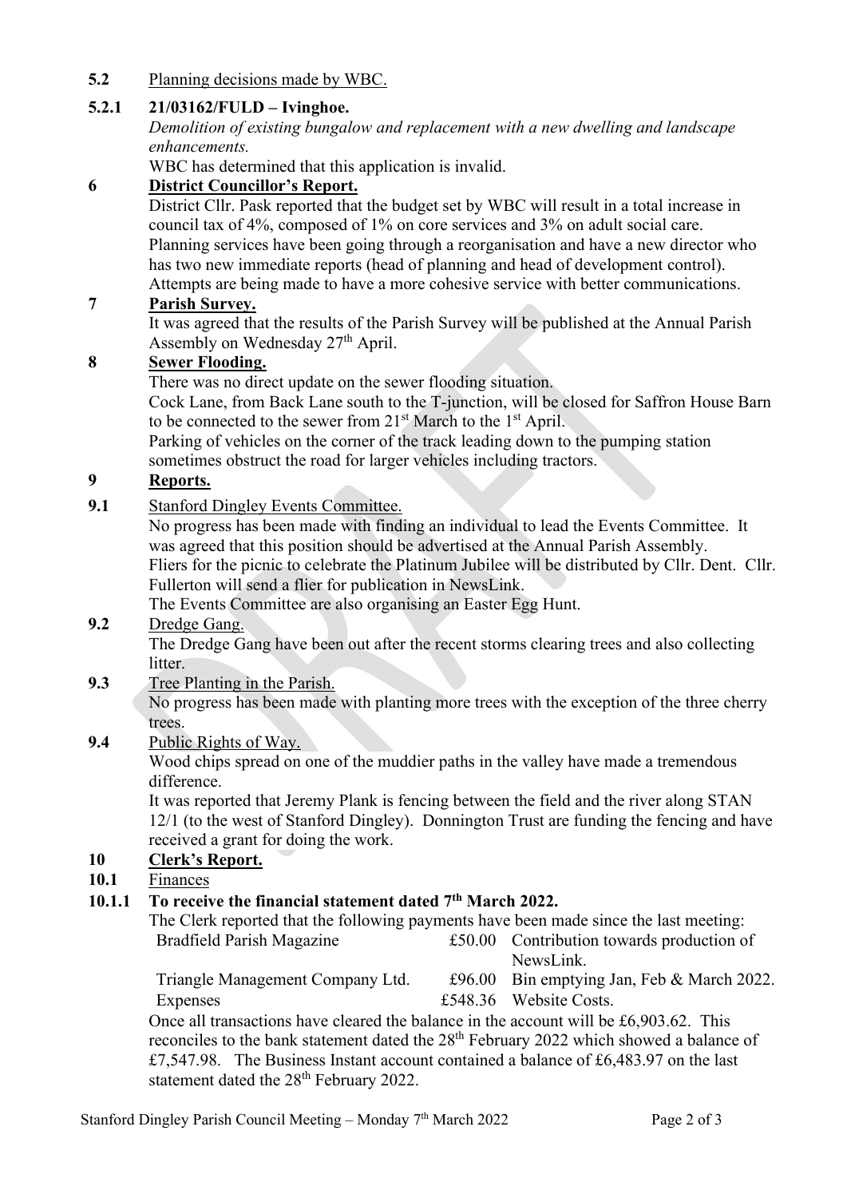**5.2** Planning decisions made by WBC.

**5.2.1 21/03162/FULD – Ivinghoe.**

*Demolition of existing bungalow and replacement with a new dwelling and landscape enhancements.*

WBC has determined that this application is invalid.

## 6 District Councillor's Report.

District Cllr. Pask reported that the budget set by WBC will result in a total increase in council tax of 4%, composed of 1% on core services and 3% on adult social care.

Planning services have been going through a reorganisation and have a new director who has two new immediate reports (head of planning and head of development control). Attempts are being made to have a more cohesive service with better communications.

## 7 Parish Survey.

It was agreed that the results of the Parish Survey will be published at the Annual Parish Assembly on Wednesday 27th April.

## 8 Sewer Flooding.

There was no direct update on the sewer flooding situation.

Cock Lane, from Back Lane south to the T-junction, will be closed for Saffron House Barn to be connected to the sewer from 21st March to the 1st April.

Parking of vehicles on the corner of the track leading down to the pumping station sometimes obstruct the road for larger vehicles including tractors.

## 9 Reports.

**9.1** Stanford Dingley Events Committee.

No progress has been made with finding an individual to lead the Events Committee. It was agreed that this position should be advertised at the Annual Parish Assembly.

Fliers for the picnic to celebrate the Platinum Jubilee will be distributed by Cllr. Dent. Cllr. Fullerton will send a flier for publication in NewsLink.

The Events Committee are also organising an Easter Egg Hunt.

**9.2** Dredge Gang.

The Dredge Gang have been out after the recent storms clearing trees and also collecting litter.

**9.3** Tree Planting in the Parish.

No progress has been made with planting more trees with the exception of the three cherry trees.

**9.4** Public Rights of Way.

Wood chips spread on one of the muddier paths in the valley have made a tremendous difference.

It was reported that Jeremy Plank is fencing between the field and the river along STAN 12/1 (to the west of Stanford Dingley). Donnington Trust are funding the fencing and have received a grant for doing the work.

## 10 Clerk's Report.

**10.1** Finances

**10.1.1 To receive the financial statement dated 7th March 2022.**

The Clerk reported that the following payments have been made since the last meeting:

| | | |
|---|---|---|
| Bradfield Parish Magazine | £50.00 | Contribution towards production of NewsLink. |
| Triangle Management Company Ltd. | £96.00 | Bin emptying Jan, Feb & March 2022. |
| Expenses | £548.36 | Website Costs. |

Once all transactions have cleared the balance in the account will be £6,903.62. This reconciles to the bank statement dated the 28th February 2022 which showed a balance of £7,547.98. The Business Instant account contained a balance of £6,483.97 on the last statement dated the 28th February 2022.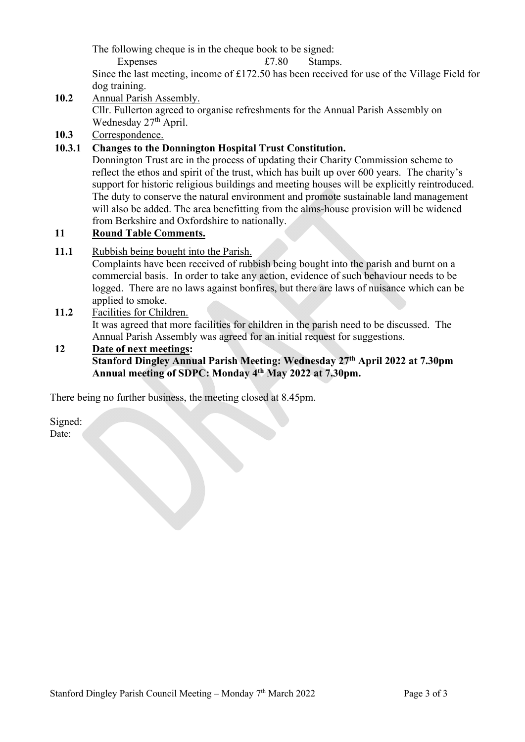The following cheque is in the cheque book to be signed:

| | | |
|---|---|---|
| Expenses | £7.80 | Stamps. |

Since the last meeting, income of £172.50 has been received for use of the Village Field for dog training.

**10.2** Annual Parish Assembly.

Cllr. Fullerton agreed to organise refreshments for the Annual Parish Assembly on Wednesday 27th April.

**10.3** Correspondence.

**10.3.1 Changes to the Donnington Hospital Trust Constitution.**

Donnington Trust are in the process of updating their Charity Commission scheme to reflect the ethos and spirit of the trust, which has built up over 600 years. The charity's support for historic religious buildings and meeting houses will be explicitly reintroduced. The duty to conserve the natural environment and promote sustainable land management will also be added. The area benefitting from the alms-house provision will be widened from Berkshire and Oxfordshire to nationally.

## 11 Round Table Comments.

**11.1** Rubbish being bought into the Parish.

Complaints have been received of rubbish being bought into the parish and burnt on a commercial basis. In order to take any action, evidence of such behaviour needs to be logged. There are no laws against bonfires, but there are laws of nuisance which can be applied to smoke.

**11.2** Facilities for Children.

It was agreed that more facilities for children in the parish need to be discussed. The Annual Parish Assembly was agreed for an initial request for suggestions.

## 12 Date of next meetings:

**Stanford Dingley Annual Parish Meeting: Wednesday 27th April 2022 at 7.30pm**
**Annual meeting of SDPC: Monday 4th May 2022 at 7.30pm.**

There being no further business, the meeting closed at 8.45pm.

Signed:
Date: